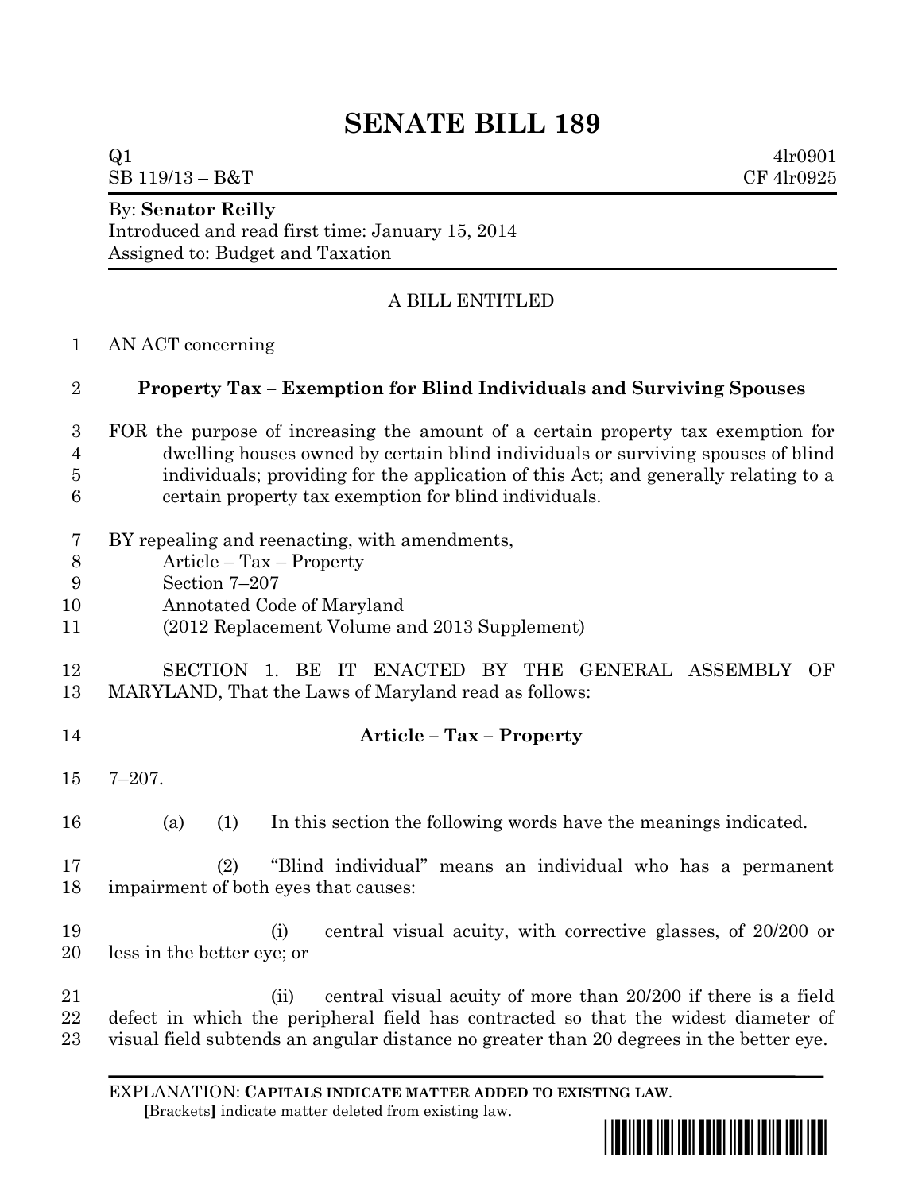# SENATE BILL 189

Q1 4lr0901
SB 119/13 – B&T CF 4lr0925

By: **Senator Reilly**
Introduced and read first time: January 15, 2014
Assigned to: Budget and Taxation

A BILL ENTITLED

AN ACT concerning

**Property Tax – Exemption for Blind Individuals and Surviving Spouses**

FOR the purpose of increasing the amount of a certain property tax exemption for dwelling houses owned by certain blind individuals or surviving spouses of blind individuals; providing for the application of this Act; and generally relating to a certain property tax exemption for blind individuals.

BY repealing and reenacting, with amendments,
Article – Tax – Property
Section 7–207
Annotated Code of Maryland
(2012 Replacement Volume and 2013 Supplement)

SECTION 1. BE IT ENACTED BY THE GENERAL ASSEMBLY OF MARYLAND, That the Laws of Maryland read as follows:

**Article – Tax – Property**

7–207.

(a) (1) In this section the following words have the meanings indicated.

(2) "Blind individual" means an individual who has a permanent impairment of both eyes that causes:

(i) central visual acuity, with corrective glasses, of 20/200 or less in the better eye; or

(ii) central visual acuity of more than 20/200 if there is a field defect in which the peripheral field has contracted so that the widest diameter of visual field subtends an angular distance no greater than 20 degrees in the better eye.

EXPLANATION: **CAPITALS INDICATE MATTER ADDED TO EXISTING LAW.**
**[**Brackets**]** indicate matter deleted from existing law.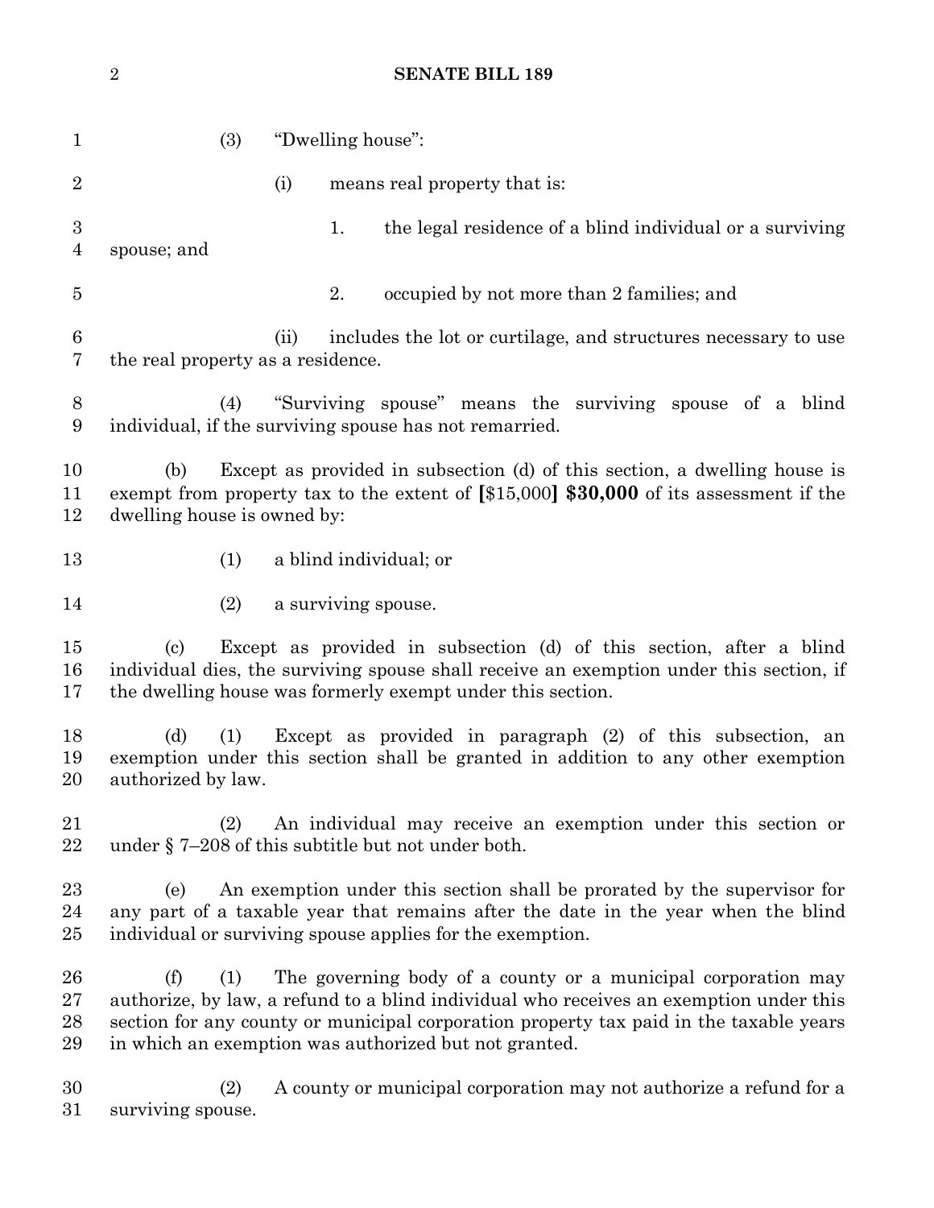(3) "Dwelling house":

(i) means real property that is:

1. the legal residence of a blind individual or a surviving spouse; and

2. occupied by not more than 2 families; and

(ii) includes the lot or curtilage, and structures necessary to use the real property as a residence.

(4) "Surviving spouse" means the surviving spouse of a blind individual, if the surviving spouse has not remarried.

(b) Except as provided in subsection (d) of this section, a dwelling house is exempt from property tax to the extent of **[**$15,000**] $30,000** of its assessment if the dwelling house is owned by:

(1) a blind individual; or

(2) a surviving spouse.

(c) Except as provided in subsection (d) of this section, after a blind individual dies, the surviving spouse shall receive an exemption under this section, if the dwelling house was formerly exempt under this section.

(d) (1) Except as provided in paragraph (2) of this subsection, an exemption under this section shall be granted in addition to any other exemption authorized by law.

(2) An individual may receive an exemption under this section or under § 7–208 of this subtitle but not under both.

(e) An exemption under this section shall be prorated by the supervisor for any part of a taxable year that remains after the date in the year when the blind individual or surviving spouse applies for the exemption.

(f) (1) The governing body of a county or a municipal corporation may authorize, by law, a refund to a blind individual who receives an exemption under this section for any county or municipal corporation property tax paid in the taxable years in which an exemption was authorized but not granted.

(2) A county or municipal corporation may not authorize a refund for a surviving spouse.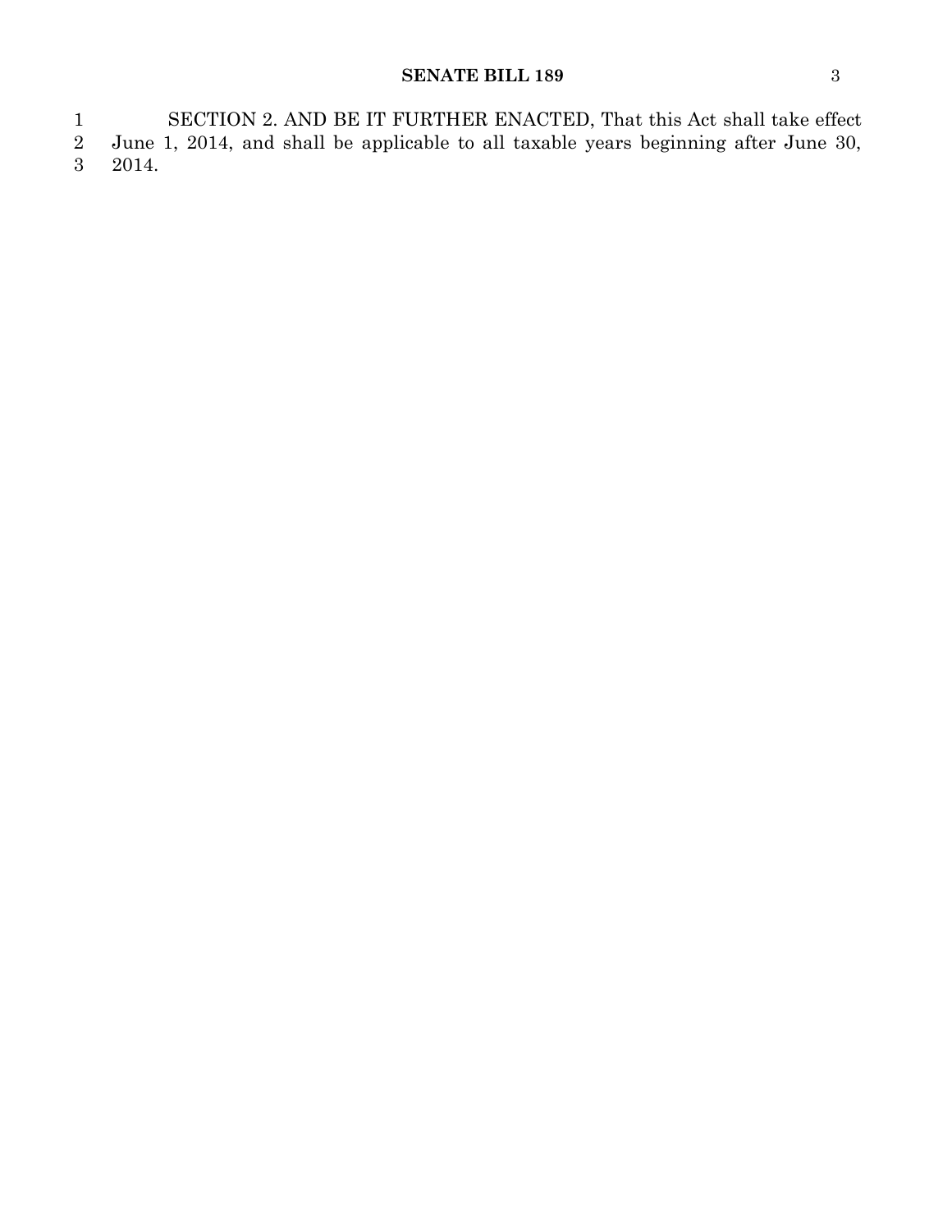SECTION 2. AND BE IT FURTHER ENACTED, That this Act shall take effect June 1, 2014, and shall be applicable to all taxable years beginning after June 30, 2014.